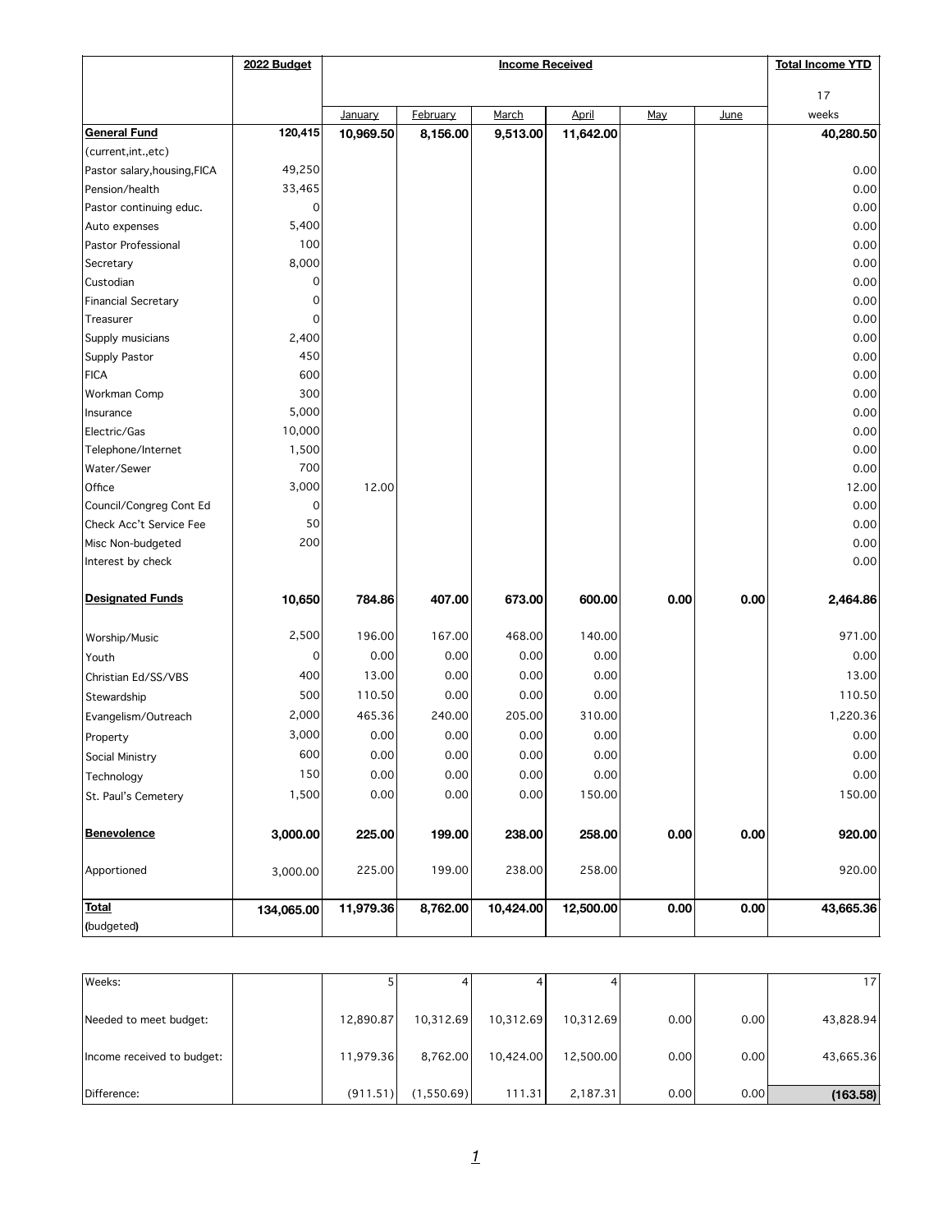| | 2022 Budget | Income Received | | | | | | Total Income YTD |
|---|---|---|---|---|---|---|---|---|
| | | | | | | | | 17 |
| | | January | February | March | April | May | June | weeks |
| **General Fund** | **120,415** | **10,969.50** | **8,156.00** | **9,513.00** | **11,642.00** | | | **40,280.50** |
| (current,int.,etc) | | | | | | | | |
| Pastor salary,housing,FICA | 49,250 | | | | | | | 0.00 |
| Pension/health | 33,465 | | | | | | | 0.00 |
| Pastor continuing educ. | 0 | | | | | | | 0.00 |
| Auto expenses | 5,400 | | | | | | | 0.00 |
| Pastor Professional | 100 | | | | | | | 0.00 |
| Secretary | 8,000 | | | | | | | 0.00 |
| Custodian | 0 | | | | | | | 0.00 |
| Financial Secretary | 0 | | | | | | | 0.00 |
| Treasurer | 0 | | | | | | | 0.00 |
| Supply musicians | 2,400 | | | | | | | 0.00 |
| Supply Pastor | 450 | | | | | | | 0.00 |
| FICA | 600 | | | | | | | 0.00 |
| Workman Comp | 300 | | | | | | | 0.00 |
| Insurance | 5,000 | | | | | | | 0.00 |
| Electric/Gas | 10,000 | | | | | | | 0.00 |
| Telephone/Internet | 1,500 | | | | | | | 0.00 |
| Water/Sewer | 700 | | | | | | | 0.00 |
| Office | 3,000 | 12.00 | | | | | | 12.00 |
| Council/Congreg Cont Ed | 0 | | | | | | | 0.00 |
| Check Acc't Service Fee | 50 | | | | | | | 0.00 |
| Misc Non-budgeted | 200 | | | | | | | 0.00 |
| Interest by check | | | | | | | | 0.00 |
| **Designated Funds** | **10,650** | **784.86** | **407.00** | **673.00** | **600.00** | **0.00** | **0.00** | **2,464.86** |
| Worship/Music | 2,500 | 196.00 | 167.00 | 468.00 | 140.00 | | | 971.00 |
| Youth | 0 | 0.00 | 0.00 | 0.00 | 0.00 | | | 0.00 |
| Christian Ed/SS/VBS | 400 | 13.00 | 0.00 | 0.00 | 0.00 | | | 13.00 |
| Stewardship | 500 | 110.50 | 0.00 | 0.00 | 0.00 | | | 110.50 |
| Evangelism/Outreach | 2,000 | 465.36 | 240.00 | 205.00 | 310.00 | | | 1,220.36 |
| Property | 3,000 | 0.00 | 0.00 | 0.00 | 0.00 | | | 0.00 |
| Social Ministry | 600 | 0.00 | 0.00 | 0.00 | 0.00 | | | 0.00 |
| Technology | 150 | 0.00 | 0.00 | 0.00 | 0.00 | | | 0.00 |
| St. Paul's Cemetery | 1,500 | 0.00 | 0.00 | 0.00 | 150.00 | | | 150.00 |
| **Benevolence** | **3,000.00** | **225.00** | **199.00** | **238.00** | **258.00** | **0.00** | **0.00** | **920.00** |
| Apportioned | 3,000.00 | 225.00 | 199.00 | 238.00 | 258.00 | | | 920.00 |
| **Total** (budgeted) | **134,065.00** | **11,979.36** | **8,762.00** | **10,424.00** | **12,500.00** | **0.00** | **0.00** | **43,665.36** |

| | | | | | | | | |
|---|---|---|---|---|---|---|---|---|
| Weeks: | | 5 | 4 | 4 | 4 | | | 17 |
| Needed to meet budget: | | 12,890.87 | 10,312.69 | 10,312.69 | 10,312.69 | 0.00 | 0.00 | 43,828.94 |
| Income received to budget: | | 11,979.36 | 8,762.00 | 10,424.00 | 12,500.00 | 0.00 | 0.00 | 43,665.36 |
| Difference: | | (911.51) | (1,550.69) | 111.31 | 2,187.31 | 0.00 | 0.00 | **(163.58)** |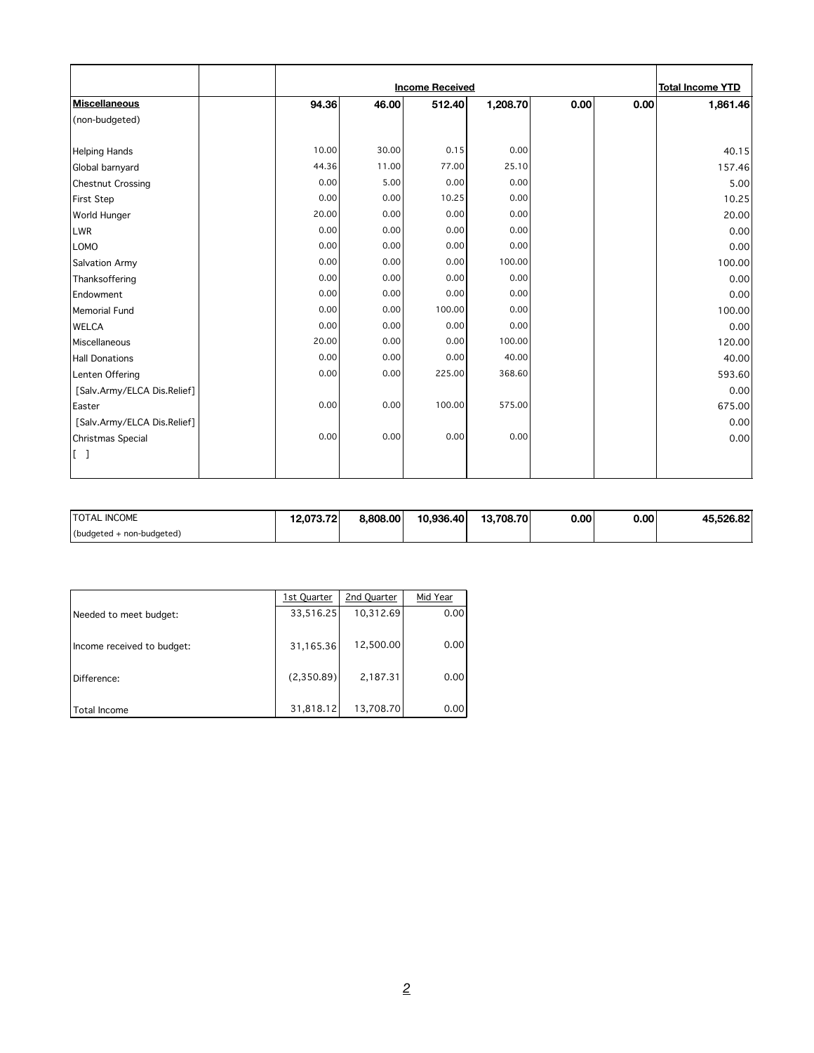| | | Income Received | | | | | | Total Income YTD |
|---|---|---|---|---|---|---|---|---|
| **Miscellaneous** | | **94.36** | **46.00** | **512.40** | **1,208.70** | **0.00** | **0.00** | **1,861.46** |
| (non-budgeted) | | | | | | | | |
| Helping Hands | | 10.00 | 30.00 | 0.15 | 0.00 | | | 40.15 |
| Global barnyard | | 44.36 | 11.00 | 77.00 | 25.10 | | | 157.46 |
| Chestnut Crossing | | 0.00 | 5.00 | 0.00 | 0.00 | | | 5.00 |
| First Step | | 0.00 | 0.00 | 10.25 | 0.00 | | | 10.25 |
| World Hunger | | 20.00 | 0.00 | 0.00 | 0.00 | | | 20.00 |
| LWR | | 0.00 | 0.00 | 0.00 | 0.00 | | | 0.00 |
| LOMO | | 0.00 | 0.00 | 0.00 | 0.00 | | | 0.00 |
| Salvation Army | | 0.00 | 0.00 | 0.00 | 100.00 | | | 100.00 |
| Thanksoffering | | 0.00 | 0.00 | 0.00 | 0.00 | | | 0.00 |
| Endowment | | 0.00 | 0.00 | 0.00 | 0.00 | | | 0.00 |
| Memorial Fund | | 0.00 | 0.00 | 100.00 | 0.00 | | | 100.00 |
| WELCA | | 0.00 | 0.00 | 0.00 | 0.00 | | | 0.00 |
| Miscellaneous | | 20.00 | 0.00 | 0.00 | 100.00 | | | 120.00 |
| Hall Donations | | 0.00 | 0.00 | 0.00 | 40.00 | | | 40.00 |
| Lenten Offering | | 0.00 | 0.00 | 225.00 | 368.60 | | | 593.60 |
| [Salv.Army/ELCA Dis.Relief] | | | | | | | | 0.00 |
| Easter | | 0.00 | 0.00 | 100.00 | 575.00 | | | 675.00 |
| [Salv.Army/ELCA Dis.Relief] | | | | | | | | 0.00 |
| Christmas Special | | 0.00 | 0.00 | 0.00 | 0.00 | | | 0.00 |
| [ ] | | | | | | | | |

| | | | | | | |
|---|---|---|---|---|---|---|
| TOTAL INCOME (budgeted + non-budgeted) | **12,073.72** | **8,808.00** | **10,936.40** | **13,708.70** | **0.00** | **0.00** | **45,526.82** |

| | 1st Quarter | 2nd Quarter | Mid Year |
|---|---|---|---|
| Needed to meet budget: | 33,516.25 | 10,312.69 | 0.00 |
| Income received to budget: | 31,165.36 | 12,500.00 | 0.00 |
| Difference: | (2,350.89) | 2,187.31 | 0.00 |
| Total Income | 31,818.12 | 13,708.70 | 0.00 |